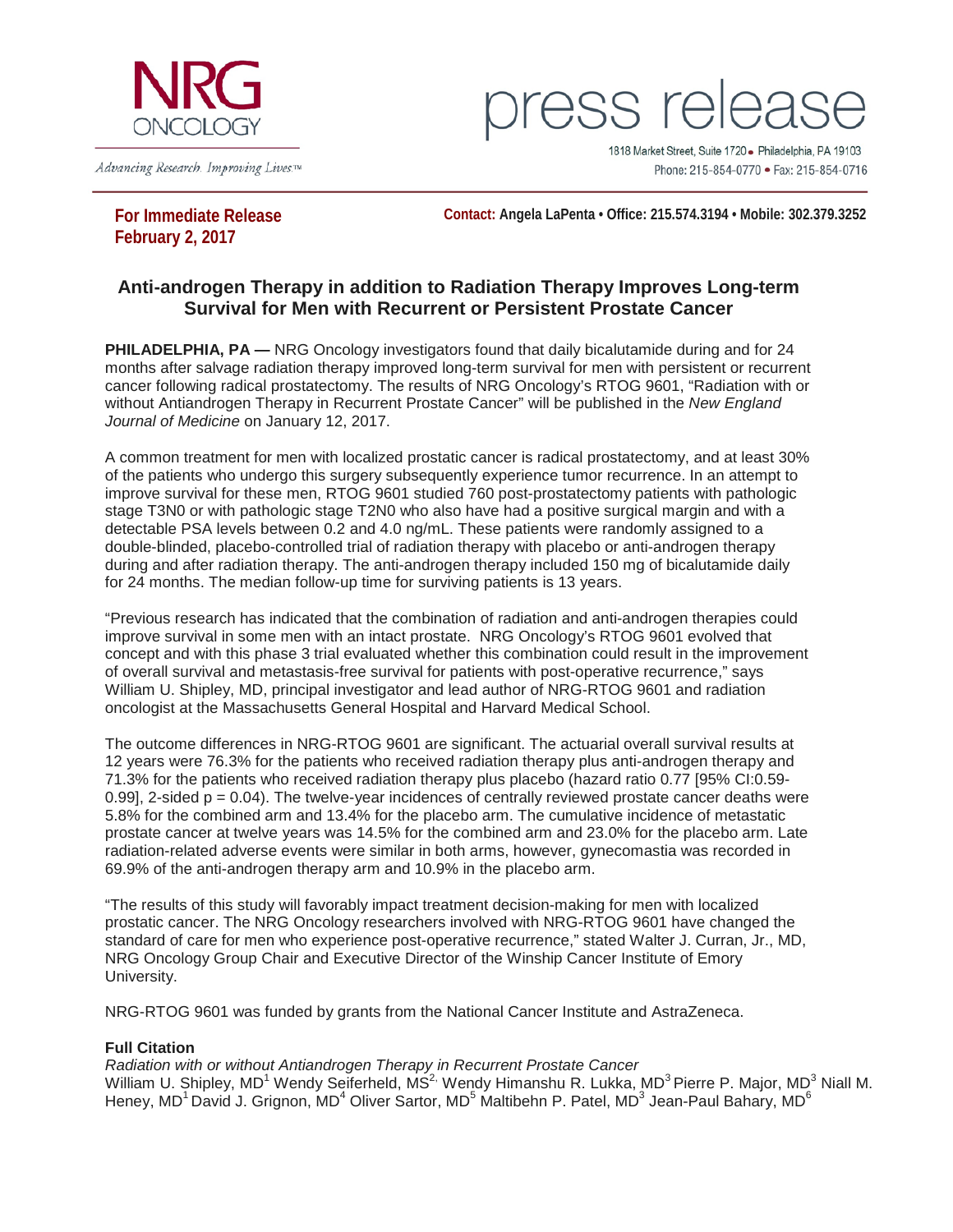NRG ONCOLOGY

*Advancing Research. Improving Lives.™*

press release

1818 Market Street, Suite 1720 • Philadelphia, PA 19103
Phone: 215-854-0770 • Fax: 215-854-0716

**For Immediate Release**
**February 2, 2017**

**Contact:** Angela LaPenta • Office: 215.574.3194 • Mobile: 302.379.3252

## Anti-androgen Therapy in addition to Radiation Therapy Improves Long-term Survival for Men with Recurrent or Persistent Prostate Cancer

**PHILADELPHIA, PA —** NRG Oncology investigators found that daily bicalutamide during and for 24 months after salvage radiation therapy improved long-term survival for men with persistent or recurrent cancer following radical prostatectomy. The results of NRG Oncology's RTOG 9601, "Radiation with or without Antiandrogen Therapy in Recurrent Prostate Cancer" will be published in the *New England Journal of Medicine* on January 12, 2017.

A common treatment for men with localized prostatic cancer is radical prostatectomy, and at least 30% of the patients who undergo this surgery subsequently experience tumor recurrence. In an attempt to improve survival for these men, RTOG 9601 studied 760 post-prostatectomy patients with pathologic stage T3N0 or with pathologic stage T2N0 who also have had a positive surgical margin and with a detectable PSA levels between 0.2 and 4.0 ng/mL. These patients were randomly assigned to a double-blinded, placebo-controlled trial of radiation therapy with placebo or anti-androgen therapy during and after radiation therapy. The anti-androgen therapy included 150 mg of bicalutamide daily for 24 months. The median follow-up time for surviving patients is 13 years.

"Previous research has indicated that the combination of radiation and anti-androgen therapies could improve survival in some men with an intact prostate. NRG Oncology's RTOG 9601 evolved that concept and with this phase 3 trial evaluated whether this combination could result in the improvement of overall survival and metastasis-free survival for patients with post-operative recurrence," says William U. Shipley, MD, principal investigator and lead author of NRG-RTOG 9601 and radiation oncologist at the Massachusetts General Hospital and Harvard Medical School.

The outcome differences in NRG-RTOG 9601 are significant. The actuarial overall survival results at 12 years were 76.3% for the patients who received radiation therapy plus anti-androgen therapy and 71.3% for the patients who received radiation therapy plus placebo (hazard ratio 0.77 [95% CI:0.59-0.99], 2-sided $p = 0.04$). The twelve-year incidences of centrally reviewed prostate cancer deaths were 5.8% for the combined arm and 13.4% for the placebo arm. The cumulative incidence of metastatic prostate cancer at twelve years was 14.5% for the combined arm and 23.0% for the placebo arm. Late radiation-related adverse events were similar in both arms, however, gynecomastia was recorded in 69.9% of the anti-androgen therapy arm and 10.9% in the placebo arm.

"The results of this study will favorably impact treatment decision-making for men with localized prostatic cancer. The NRG Oncology researchers involved with NRG-RTOG 9601 have changed the standard of care for men who experience post-operative recurrence," stated Walter J. Curran, Jr., MD, NRG Oncology Group Chair and Executive Director of the Winship Cancer Institute of Emory University.

NRG-RTOG 9601 was funded by grants from the National Cancer Institute and AstraZeneca.

**Full Citation**
*Radiation with or without Antiandrogen Therapy in Recurrent Prostate Cancer*
William U. Shipley, MD[1] Wendy Seiferheld, MS[2,] Wendy Himanshu R. Lukka, MD[3] Pierre P. Major, MD[3] Niall M. Heney, MD[1] David J. Grignon, MD[4] Oliver Sartor, MD[5] Maltibehn P. Patel, MD[3] Jean-Paul Bahary, MD[6]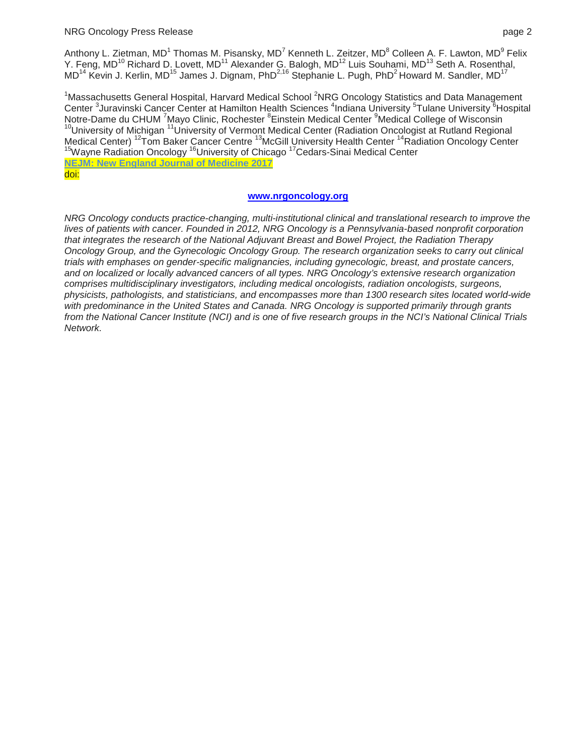Anthony L. Zietman, MD[1] Thomas M. Pisansky, MD[7] Kenneth L. Zeitzer, MD[8] Colleen A. F. Lawton, MD[9] Felix Y. Feng, MD[10] Richard D. Lovett, MD[11] Alexander G. Balogh, MD[12] Luis Souhami, MD[13] Seth A. Rosenthal, MD[14] Kevin J. Kerlin, MD[15] James J. Dignam, PhD[2,16] Stephanie L. Pugh, PhD[2] Howard M. Sandler, MD[17]

[1]Massachusetts General Hospital, Harvard Medical School [2]NRG Oncology Statistics and Data Management Center [3]Juravinski Cancer Center at Hamilton Health Sciences [4]Indiana University [5]Tulane University [6]Hospital Notre-Dame du CHUM [7]Mayo Clinic, Rochester [8]Einstein Medical Center [9]Medical College of Wisconsin [10]University of Michigan [11]University of Vermont Medical Center (Radiation Oncologist at Rutland Regional Medical Center) [12]Tom Baker Cancer Centre [13]McGill University Health Center [14]Radiation Oncology Center [15]Wayne Radiation Oncology [16]University of Chicago [17]Cedars-Sinai Medical Center

**NEJM: New England Journal of Medicine 2017**

doi:

**www.nrgoncology.org**

*NRG Oncology conducts practice-changing, multi-institutional clinical and translational research to improve the lives of patients with cancer. Founded in 2012, NRG Oncology is a Pennsylvania-based nonprofit corporation that integrates the research of the National Adjuvant Breast and Bowel Project, the Radiation Therapy Oncology Group, and the Gynecologic Oncology Group. The research organization seeks to carry out clinical trials with emphases on gender-specific malignancies, including gynecologic, breast, and prostate cancers, and on localized or locally advanced cancers of all types. NRG Oncology's extensive research organization comprises multidisciplinary investigators, including medical oncologists, radiation oncologists, surgeons, physicists, pathologists, and statisticians, and encompasses more than 1300 research sites located world-wide with predominance in the United States and Canada. NRG Oncology is supported primarily through grants from the National Cancer Institute (NCI) and is one of five research groups in the NCI's National Clinical Trials Network.*